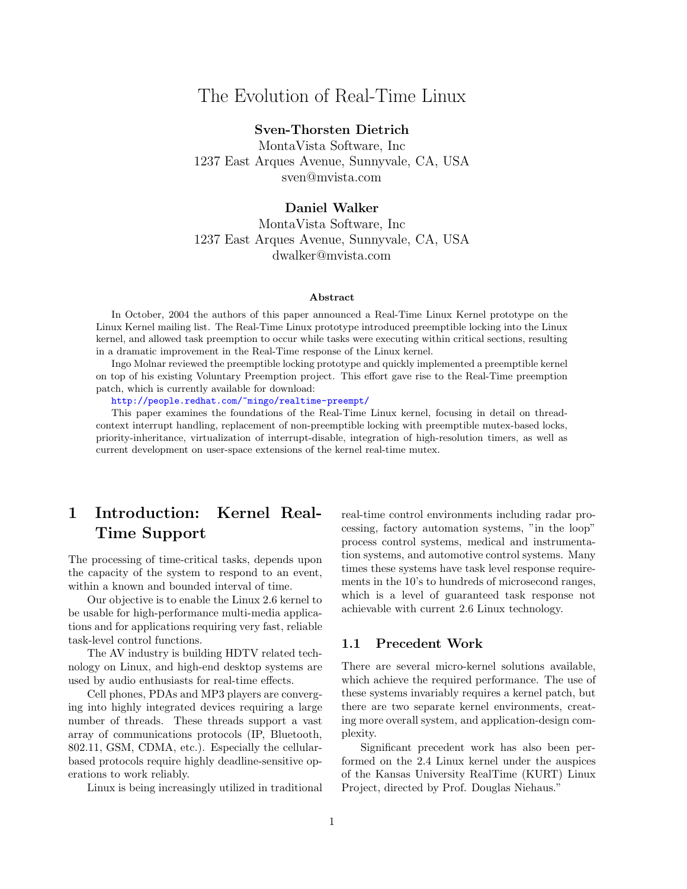# The Evolution of Real-Time Linux

**Sven-Thorsten Dietrich**
MontaVista Software, Inc
1237 East Arques Avenue, Sunnyvale, CA, USA
sven@mvista.com

**Daniel Walker**
MontaVista Software, Inc
1237 East Arques Avenue, Sunnyvale, CA, USA
dwalker@mvista.com

### Abstract

In October, 2004 the authors of this paper announced a Real-Time Linux Kernel prototype on the Linux Kernel mailing list. The Real-Time Linux prototype introduced preemptible locking into the Linux kernel, and allowed task preemption to occur while tasks were executing within critical sections, resulting in a dramatic improvement in the Real-Time response of the Linux kernel.

Ingo Molnar reviewed the preemptible locking prototype and quickly implemented a preemptible kernel on top of his existing Voluntary Preemption project. This effort gave rise to the Real-Time preemption patch, which is currently available for download:

http://people.redhat.com/~mingo/realtime-preempt/

This paper examines the foundations of the Real-Time Linux kernel, focusing in detail on thread-context interrupt handling, replacement of non-preemptible locking with preemptible mutex-based locks, priority-inheritance, virtualization of interrupt-disable, integration of high-resolution timers, as well as current development on user-space extensions of the kernel real-time mutex.

## 1 Introduction: Kernel Real-Time Support

The processing of time-critical tasks, depends upon the capacity of the system to respond to an event, within a known and bounded interval of time.

Our objective is to enable the Linux 2.6 kernel to be usable for high-performance multi-media applications and for applications requiring very fast, reliable task-level control functions.

The AV industry is building HDTV related technology on Linux, and high-end desktop systems are used by audio enthusiasts for real-time effects.

Cell phones, PDAs and MP3 players are converging into highly integrated devices requiring a large number of threads. These threads support a vast array of communications protocols (IP, Bluetooth, 802.11, GSM, CDMA, etc.). Especially the cellular-based protocols require highly deadline-sensitive operations to work reliably.

Linux is being increasingly utilized in traditional real-time control environments including radar processing, factory automation systems, "in the loop" process control systems, medical and instrumentation systems, and automotive control systems. Many times these systems have task level response requirements in the 10's to hundreds of microsecond ranges, which is a level of guaranteed task response not achievable with current 2.6 Linux technology.

### 1.1 Precedent Work

There are several micro-kernel solutions available, which achieve the required performance. The use of these systems invariably requires a kernel patch, but there are two separate kernel environments, creating more overall system, and application-design complexity.

Significant precedent work has also been performed on the 2.4 Linux kernel under the auspices of the Kansas University RealTime (KURT) Linux Project, directed by Prof. Douglas Niehaus."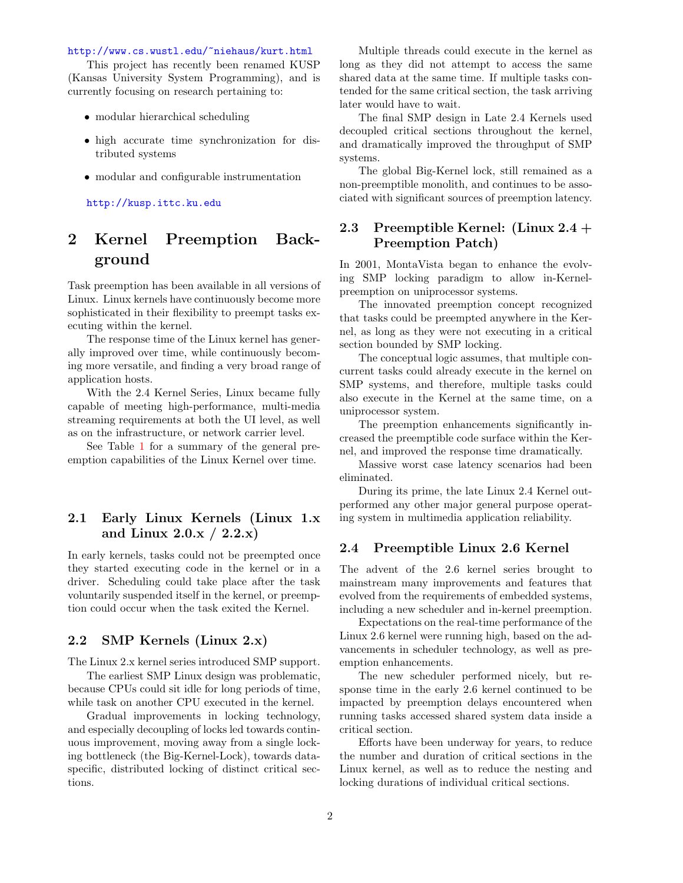http://www.cs.wustl.edu/~niehaus/kurt.html

This project has recently been renamed KUSP (Kansas University System Programming), and is currently focusing on research pertaining to:

- modular hierarchical scheduling
- high accurate time synchronization for distributed systems
- modular and configurable instrumentation

http://kusp.ittc.ku.edu

# 2 Kernel Preemption Background

Task preemption has been available in all versions of Linux. Linux kernels have continuously become more sophisticated in their flexibility to preempt tasks executing within the kernel.

The response time of the Linux kernel has generally improved over time, while continuously becoming more versatile, and finding a very broad range of application hosts.

With the 2.4 Kernel Series, Linux became fully capable of meeting high-performance, multi-media streaming requirements at both the UI level, as well as on the infrastructure, or network carrier level.

See Table 1 for a summary of the general preemption capabilities of the Linux Kernel over time.

## 2.1 Early Linux Kernels (Linux 1.x and Linux 2.0.x / 2.2.x)

In early kernels, tasks could not be preempted once they started executing code in the kernel or in a driver. Scheduling could take place after the task voluntarily suspended itself in the kernel, or preemption could occur when the task exited the Kernel.

## 2.2 SMP Kernels (Linux 2.x)

The Linux 2.x kernel series introduced SMP support.

The earliest SMP Linux design was problematic, because CPUs could sit idle for long periods of time, while task on another CPU executed in the kernel.

Gradual improvements in locking technology, and especially decoupling of locks led towards continuous improvement, moving away from a single locking bottleneck (the Big-Kernel-Lock), towards data-specific, distributed locking of distinct critical sections.

Multiple threads could execute in the kernel as long as they did not attempt to access the same shared data at the same time. If multiple tasks contended for the same critical section, the task arriving later would have to wait.

The final SMP design in Late 2.4 Kernels used decoupled critical sections throughout the kernel, and dramatically improved the throughput of SMP systems.

The global Big-Kernel lock, still remained as a non-preemptible monolith, and continues to be associated with significant sources of preemption latency.

## 2.3 Preemptible Kernel: (Linux 2.4 + Preemption Patch)

In 2001, MontaVista began to enhance the evolving SMP locking paradigm to allow in-Kernel-preemption on uniprocessor systems.

The innovated preemption concept recognized that tasks could be preempted anywhere in the Kernel, as long as they were not executing in a critical section bounded by SMP locking.

The conceptual logic assumes, that multiple concurrent tasks could already execute in the kernel on SMP systems, and therefore, multiple tasks could also execute in the Kernel at the same time, on a uniprocessor system.

The preemption enhancements significantly increased the preemptible code surface within the Kernel, and improved the response time dramatically.

Massive worst case latency scenarios had been eliminated.

During its prime, the late Linux 2.4 Kernel outperformed any other major general purpose operating system in multimedia application reliability.

## 2.4 Preemptible Linux 2.6 Kernel

The advent of the 2.6 kernel series brought to mainstream many improvements and features that evolved from the requirements of embedded systems, including a new scheduler and in-kernel preemption.

Expectations on the real-time performance of the Linux 2.6 kernel were running high, based on the advancements in scheduler technology, as well as preemption enhancements.

The new scheduler performed nicely, but response time in the early 2.6 kernel continued to be impacted by preemption delays encountered when running tasks accessed shared system data inside a critical section.

Efforts have been underway for years, to reduce the number and duration of critical sections in the Linux kernel, as well as to reduce the nesting and locking durations of individual critical sections.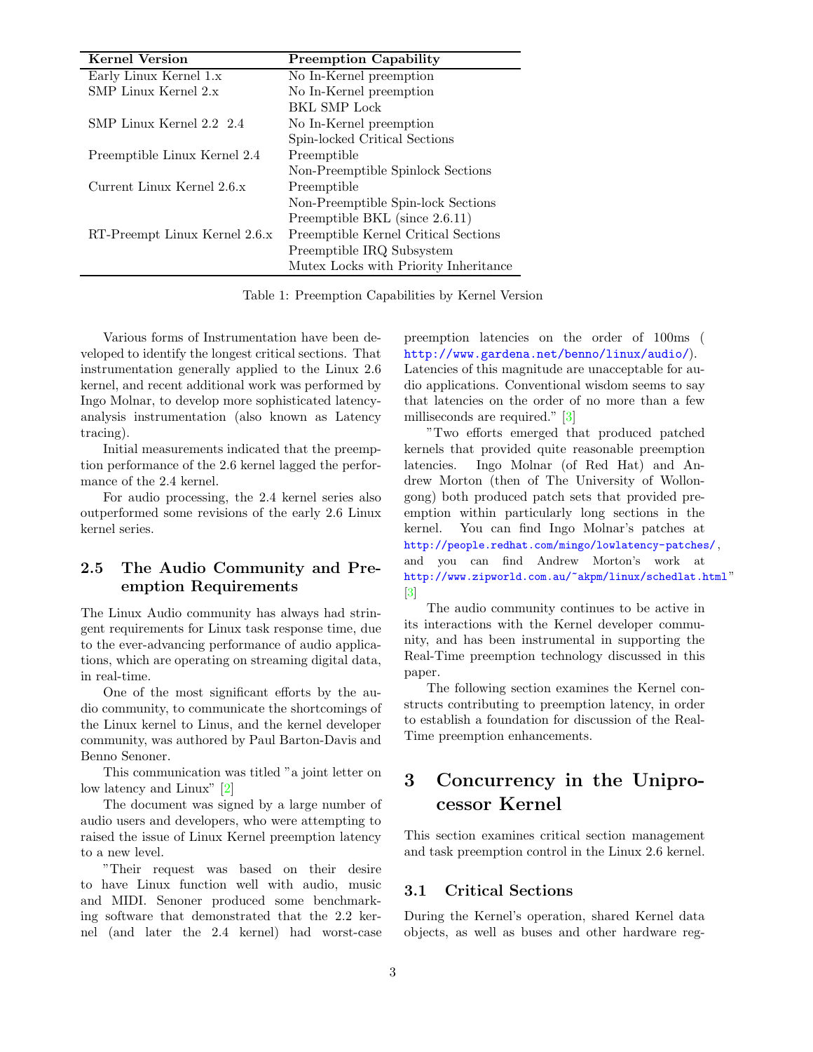| Kernel Version | Preemption Capability |
|---|---|
| Early Linux Kernel 1.x | No In-Kernel preemption |
| SMP Linux Kernel 2.x | No In-Kernel preemption |
| | BKL SMP Lock |
| SMP Linux Kernel 2.2 2.4 | No In-Kernel preemption |
| | Spin-locked Critical Sections |
| Preemptible Linux Kernel 2.4 | Preemptible |
| | Non-Preemptible Spinlock Sections |
| Current Linux Kernel 2.6.x | Preemptible |
| | Non-Preemptible Spin-lock Sections |
| | Preemptible BKL (since 2.6.11) |
| RT-Preempt Linux Kernel 2.6.x | Preemptible Kernel Critical Sections |
| | Preemptible IRQ Subsystem |
| | Mutex Locks with Priority Inheritance |

Table 1: Preemption Capabilities by Kernel Version

Various forms of Instrumentation have been developed to identify the longest critical sections. That instrumentation generally applied to the Linux 2.6 kernel, and recent additional work was performed by Ingo Molnar, to develop more sophisticated latency-analysis instrumentation (also known as Latency tracing).

Initial measurements indicated that the preemption performance of the 2.6 kernel lagged the performance of the 2.4 kernel.

For audio processing, the 2.4 kernel series also outperformed some revisions of the early 2.6 Linux kernel series.

### 2.5 The Audio Community and Preemption Requirements

The Linux Audio community has always had stringent requirements for Linux task response time, due to the ever-advancing performance of audio applications, which are operating on streaming digital data, in real-time.

One of the most significant efforts by the audio community, to communicate the shortcomings of the Linux kernel to Linus, and the kernel developer community, was authored by Paul Barton-Davis and Benno Senoner.

This communication was titled "a joint letter on low latency and Linux" [2]

The document was signed by a large number of audio users and developers, who were attempting to raised the issue of Linux Kernel preemption latency to a new level.

"Their request was based on their desire to have Linux function well with audio, music and MIDI. Senoner produced some benchmarking software that demonstrated that the 2.2 kernel (and later the 2.4 kernel) had worst-case preemption latencies on the order of 100ms ( http://www.gardena.net/benno/linux/audio/). Latencies of this magnitude are unacceptable for audio applications. Conventional wisdom seems to say that latencies on the order of no more than a few milliseconds are required." [3]

"Two efforts emerged that produced patched kernels that provided quite reasonable preemption latencies. Ingo Molnar (of Red Hat) and Andrew Morton (then of The University of Wollongong) both produced patch sets that provided preemption within particularly long sections in the kernel. You can find Ingo Molnar's patches at http://people.redhat.com/mingo/lowlatency-patches/, and you can find Andrew Morton's work at http://www.zipworld.com.au/~akpm/linux/schedlat.html" [3]

The audio community continues to be active in its interactions with the Kernel developer community, and has been instrumental in supporting the Real-Time preemption technology discussed in this paper.

The following section examines the Kernel constructs contributing to preemption latency, in order to establish a foundation for discussion of the Real-Time preemption enhancements.

## 3 Concurrency in the Uniprocessor Kernel

This section examines critical section management and task preemption control in the Linux 2.6 kernel.

### 3.1 Critical Sections

During the Kernel's operation, shared Kernel data objects, as well as buses and other hardware reg-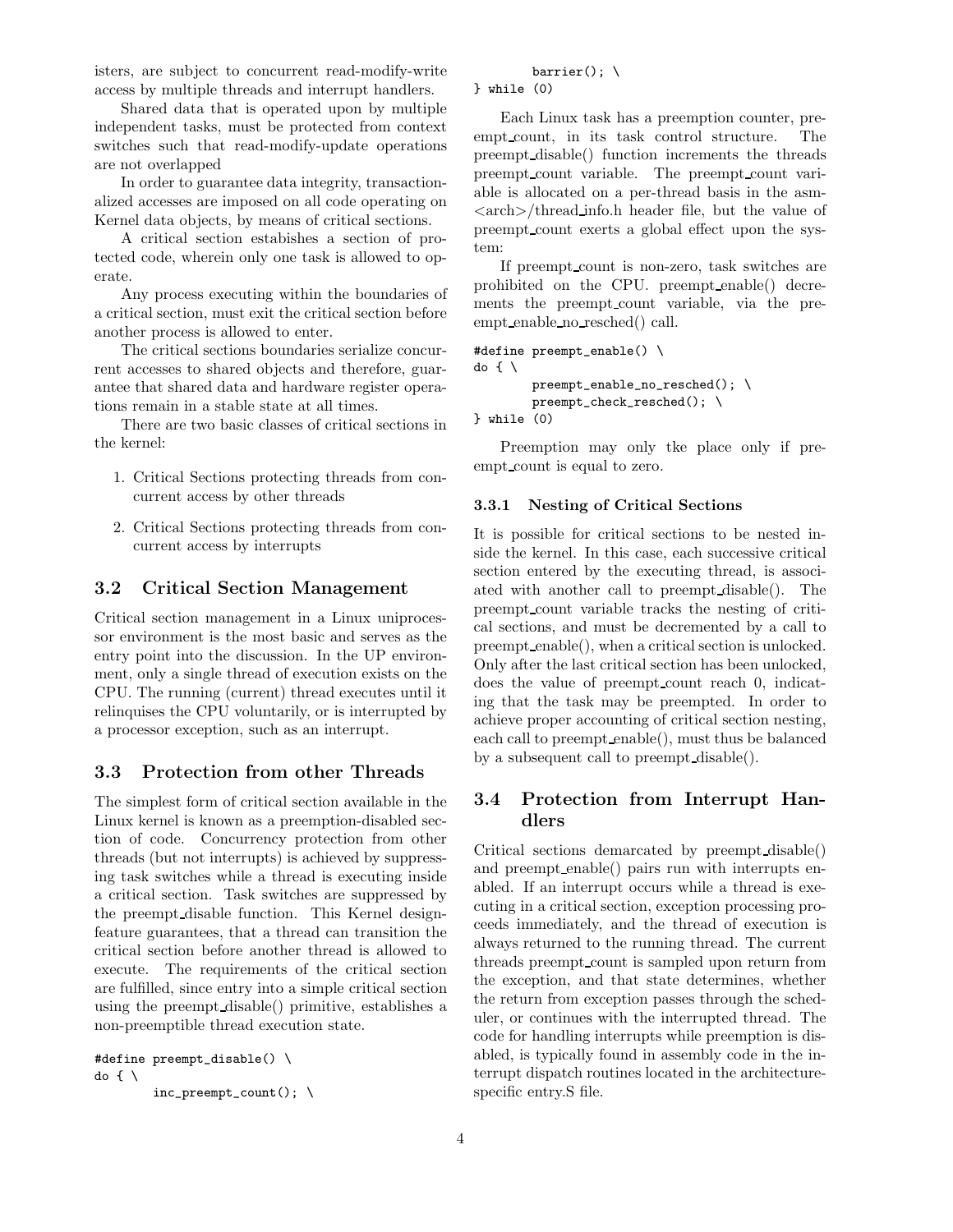isters, are subject to concurrent read-modify-write access by multiple threads and interrupt handlers.

Shared data that is operated upon by multiple independent tasks, must be protected from context switches such that read-modify-update operations are not overlapped

In order to guarantee data integrity, transactionalized accesses are imposed on all code operating on Kernel data objects, by means of critical sections.

A critical section estabishes a section of protected code, wherein only one task is allowed to operate.

Any process executing within the boundaries of a critical section, must exit the critical section before another process is allowed to enter.

The critical sections boundaries serialize concurrent accesses to shared objects and therefore, guarantee that shared data and hardware register operations remain in a stable state at all times.

There are two basic classes of critical sections in the kernel:

1. Critical Sections protecting threads from concurrent access by other threads
2. Critical Sections protecting threads from concurrent access by interrupts

## 3.2 Critical Section Management

Critical section management in a Linux uniprocessor environment is the most basic and serves as the entry point into the discussion. In the UP environment, only a single thread of execution exists on the CPU. The running (current) thread executes until it relinquises the CPU voluntarily, or is interrupted by a processor exception, such as an interrupt.

## 3.3 Protection from other Threads

The simplest form of critical section available in the Linux kernel is known as a preemption-disabled section of code. Concurrency protection from other threads (but not interrupts) is achieved by suppressing task switches while a thread is executing inside a critical section. Task switches are suppressed by the preempt_disable function. This Kernel design-feature guarantees, that a thread can transition the critical section before another thread is allowed to execute. The requirements of the critical section are fulfilled, since entry into a simple critical section using the preempt_disable() primitive, establishes a non-preemptible thread execution state.

```
#define preempt_disable() \
do { \
        inc_preempt_count(); \
        barrier(); \
} while (0)
```

Each Linux task has a preemption counter, preempt_count, in its task control structure. The preempt_disable() function increments the threads preempt_count variable. The preempt_count variable is allocated on a per-thread basis in the asm-<arch>/thread_info.h header file, but the value of preempt_count exerts a global effect upon the system:

If preempt_count is non-zero, task switches are prohibited on the CPU. preempt_enable() decrements the preempt_count variable, via the preempt_enable_no_resched() call.

```
#define preempt_enable() \
do { \
        preempt_enable_no_resched(); \
        preempt_check_resched(); \
} while (0)
```

Preemption may only tke place only if preempt_count is equal to zero.

### 3.3.1 Nesting of Critical Sections

It is possible for critical sections to be nested inside the kernel. In this case, each successive critical section entered by the executing thread, is associated with another call to preempt_disable(). The preempt_count variable tracks the nesting of critical sections, and must be decremented by a call to preempt_enable(), when a critical section is unlocked. Only after the last critical section has been unlocked, does the value of preempt_count reach 0, indicating that the task may be preempted. In order to achieve proper accounting of critical section nesting, each call to preempt_enable(), must thus be balanced by a subsequent call to preempt_disable().

## 3.4 Protection from Interrupt Handlers

Critical sections demarcated by preempt_disable() and preempt_enable() pairs run with interrupts enabled. If an interrupt occurs while a thread is executing in a critical section, exception processing proceeds immediately, and the thread of execution is always returned to the running thread. The current threads preempt_count is sampled upon return from the exception, and that state determines, whether the return from exception passes through the scheduler, or continues with the interrupted thread. The code for handling interrupts while preemption is disabled, is typically found in assembly code in the interrupt dispatch routines located in the architecture-specific entry.S file.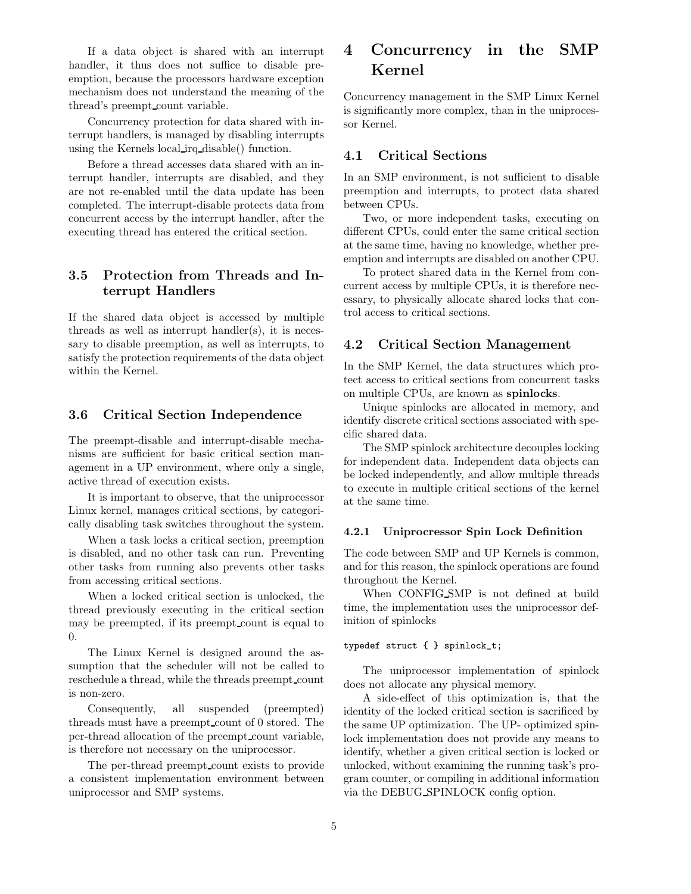If a data object is shared with an interrupt handler, it thus does not suffice to disable preemption, because the processors hardware exception mechanism does not understand the meaning of the thread's preempt_count variable.

Concurrency protection for data shared with interrupt handlers, is managed by disabling interrupts using the Kernels local_irq_disable() function.

Before a thread accesses data shared with an interrupt handler, interrupts are disabled, and they are not re-enabled until the data update has been completed. The interrupt-disable protects data from concurrent access by the interrupt handler, after the executing thread has entered the critical section.

### 3.5 Protection from Threads and Interrupt Handlers

If the shared data object is accessed by multiple threads as well as interrupt handler(s), it is necessary to disable preemption, as well as interrupts, to satisfy the protection requirements of the data object within the Kernel.

### 3.6 Critical Section Independence

The preempt-disable and interrupt-disable mechanisms are sufficient for basic critical section management in a UP environment, where only a single, active thread of execution exists.

It is important to observe, that the uniprocessor Linux kernel, manages critical sections, by categorically disabling task switches throughout the system.

When a task locks a critical section, preemption is disabled, and no other task can run. Preventing other tasks from running also prevents other tasks from accessing critical sections.

When a locked critical section is unlocked, the thread previously executing in the critical section may be preempted, if its preempt_count is equal to 0.

The Linux Kernel is designed around the assumption that the scheduler will not be called to reschedule a thread, while the threads preempt_count is non-zero.

Consequently, all suspended (preempted) threads must have a preempt_count of 0 stored. The per-thread allocation of the preempt_count variable, is therefore not necessary on the uniprocessor.

The per-thread preempt_count exists to provide a consistent implementation environment between uniprocessor and SMP systems.

## 4 Concurrency in the SMP Kernel

Concurrency management in the SMP Linux Kernel is significantly more complex, than in the uniprocessor Kernel.

### 4.1 Critical Sections

In an SMP environment, is not sufficient to disable preemption and interrupts, to protect data shared between CPUs.

Two, or more independent tasks, executing on different CPUs, could enter the same critical section at the same time, having no knowledge, whether preemption and interrupts are disabled on another CPU.

To protect shared data in the Kernel from concurrent access by multiple CPUs, it is therefore necessary, to physically allocate shared locks that control access to critical sections.

### 4.2 Critical Section Management

In the SMP Kernel, the data structures which protect access to critical sections from concurrent tasks on multiple CPUs, are known as **spinlocks**.

Unique spinlocks are allocated in memory, and identify discrete critical sections associated with specific shared data.

The SMP spinlock architecture decouples locking for independent data. Independent data objects can be locked independently, and allow multiple threads to execute in multiple critical sections of the kernel at the same time.

#### 4.2.1 Uniprocrocessor Spin Lock Definition

The code between SMP and UP Kernels is common, and for this reason, the spinlock operations are found throughout the Kernel.

When CONFIG_SMP is not defined at build time, the implementation uses the uniprocessor definition of spinlocks

```
typedef struct { } spinlock_t;
```

The uniprocessor implementation of spinlock does not allocate any physical memory.

A side-effect of this optimization is, that the identity of the locked critical section is sacrificed by the same UP optimization. The UP- optimized spinlock implementation does not provide any means to identify, whether a given critical section is locked or unlocked, without examining the running task's program counter, or compiling in additional information via the DEBUG_SPINLOCK config option.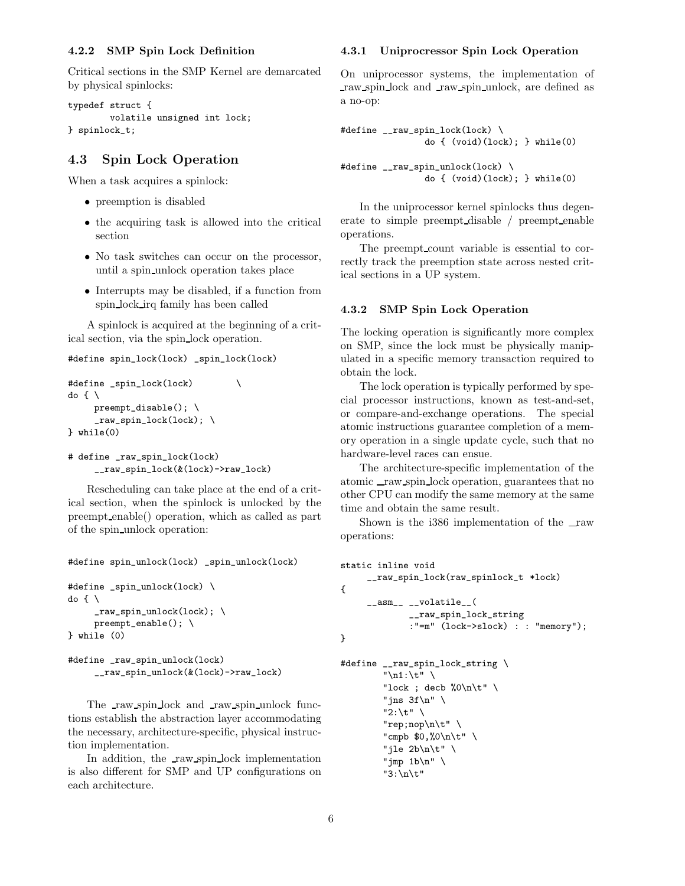#### 4.2.2 SMP Spin Lock Definition

Critical sections in the SMP Kernel are demarcated by physical spinlocks:

```
typedef struct {
        volatile unsigned int lock;
} spinlock_t;
```

### 4.3 Spin Lock Operation

When a task acquires a spinlock:

- preemption is disabled
- the acquiring task is allowed into the critical section
- No task switches can occur on the processor, until a spin_unlock operation takes place
- Interrupts may be disabled, if a function from spin_lock_irq family has been called

A spinlock is acquired at the beginning of a critical section, via the spin_lock operation.

```
#define spin_lock(lock) _spin_lock(lock)

#define _spin_lock(lock)        \
do { \
     preempt_disable(); \
     _raw_spin_lock(lock); \
} while(0)

# define _raw_spin_lock(lock)
     __raw_spin_lock(&(lock)->raw_lock)
```

Rescheduling can take place at the end of a critical section, when the spinlock is unlocked by the preempt_enable() operation, which as called as part of the spin_unlock operation:

```
#define spin_unlock(lock) _spin_unlock(lock)

#define _spin_unlock(lock) \
do { \
     _raw_spin_unlock(lock); \
     preempt_enable(); \
} while (0)

#define _raw_spin_unlock(lock)
     __raw_spin_unlock(&(lock)->raw_lock)
```

The _raw_spin_lock and _raw_spin_unlock functions establish the abstraction layer accommodating the necessary, architecture-specific, physical instruction implementation.

In addition, the _raw_spin_lock implementation is also different for SMP and UP configurations on each architecture.

#### 4.3.1 Uniprocressor Spin Lock Operation

On uniprocessor systems, the implementation of _raw_spin_lock and _raw_spin_unlock, are defined as a no-op:

```
#define __raw_spin_lock(lock) \
                do { (void)(lock); } while(0)

#define __raw_spin_unlock(lock) \
                do { (void)(lock); } while(0)
```

In the uniprocessor kernel spinlocks thus degenerate to simple preempt_disable / preempt_enable operations.

The preempt_count variable is essential to correctly track the preemption state across nested critical sections in a UP system.

#### 4.3.2 SMP Spin Lock Operation

The locking operation is significantly more complex on SMP, since the lock must be physically manipulated in a specific memory transaction required to obtain the lock.

The lock operation is typically performed by special processor instructions, known as test-and-set, or compare-and-exchange operations. The special atomic instructions guarantee completion of a memory operation in a single update cycle, such that no hardware-level races can ensue.

The architecture-specific implementation of the atomic __raw_spin_lock operation, guarantees that no other CPU can modify the same memory at the same time and obtain the same result.

Shown is the i386 implementation of the __raw operations:

```
static inline void
     __raw_spin_lock(raw_spinlock_t *lock)
{
     __asm__ __volatile__(
             __raw_spin_lock_string
             :"=m" (lock->slock) : : "memory");
}

#define __raw_spin_lock_string \
        "\n1:\t" \
        "lock ; decb %0\n\t" \
        "jns 3f\n" \
        "2:\t" \
        "rep;nop\n\t" \
        "cmpb $0,%0\n\t" \
        "jle 2b\n\t" \
        "jmp 1b\n" \
        "3:\n\t"
```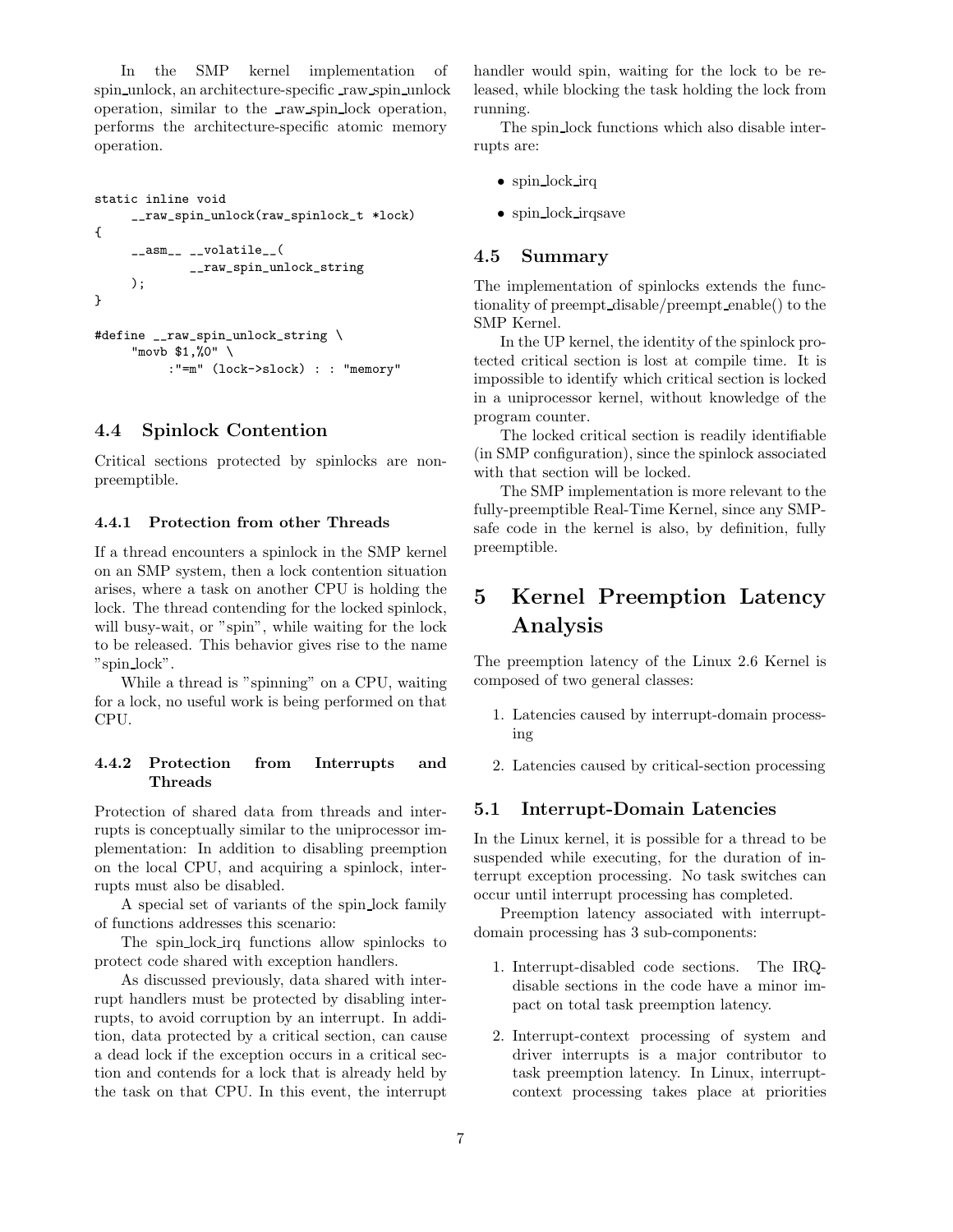In the SMP kernel implementation of spin_unlock, an architecture-specific _raw_spin_unlock operation, similar to the _raw_spin_lock operation, performs the architecture-specific atomic memory operation.

```
static inline void
     __raw_spin_unlock(raw_spinlock_t *lock)
{
     __asm__ __volatile__(
            __raw_spin_unlock_string
     );
}

#define __raw_spin_unlock_string \
     "movb $1,%0" \
          :"=m" (lock->slock) : : "memory"
```

### 4.4 Spinlock Contention

Critical sections protected by spinlocks are non-preemptible.

#### 4.4.1 Protection from other Threads

If a thread encounters a spinlock in the SMP kernel on an SMP system, then a lock contention situation arises, where a task on another CPU is holding the lock. The thread contending for the locked spinlock, will busy-wait, or "spin", while waiting for the lock to be released. This behavior gives rise to the name "spin_lock".

While a thread is "spinning" on a CPU, waiting for a lock, no useful work is being performed on that CPU.

#### 4.4.2 Protection from Interrupts and Threads

Protection of shared data from threads and interrupts is conceptually similar to the uniprocessor implementation: In addition to disabling preemption on the local CPU, and acquiring a spinlock, interrupts must also be disabled.

A special set of variants of the spin_lock family of functions addresses this scenario:

The spin_lock_irq functions allow spinlocks to protect code shared with exception handlers.

As discussed previously, data shared with interrupt handlers must be protected by disabling interrupts, to avoid corruption by an interrupt. In addition, data protected by a critical section, can cause a dead lock if the exception occurs in a critical section and contends for a lock that is already held by the task on that CPU. In this event, the interrupt handler would spin, waiting for the lock to be released, while blocking the task holding the lock from running.

The spin_lock functions which also disable interrupts are:

- spin_lock_irq
- spin_lock_irqsave

### 4.5 Summary

The implementation of spinlocks extends the functionality of preempt_disable/preempt_enable() to the SMP Kernel.

In the UP kernel, the identity of the spinlock protected critical section is lost at compile time. It is impossible to identify which critical section is locked in a uniprocessor kernel, without knowledge of the program counter.

The locked critical section is readily identifiable (in SMP configuration), since the spinlock associated with that section will be locked.

The SMP implementation is more relevant to the fully-preemptible Real-Time Kernel, since any SMP-safe code in the kernel is also, by definition, fully preemptible.

## 5 Kernel Preemption Latency Analysis

The preemption latency of the Linux 2.6 Kernel is composed of two general classes:

1. Latencies caused by interrupt-domain processing
2. Latencies caused by critical-section processing

### 5.1 Interrupt-Domain Latencies

In the Linux kernel, it is possible for a thread to be suspended while executing, for the duration of interrupt exception processing. No task switches can occur until interrupt processing has completed.

Preemption latency associated with interrupt-domain processing has 3 sub-components:

1. Interrupt-disabled code sections. The IRQ-disable sections in the code have a minor impact on total task preemption latency.
2. Interrupt-context processing of system and driver interrupts is a major contributor to task preemption latency. In Linux, interrupt-context processing takes place at priorities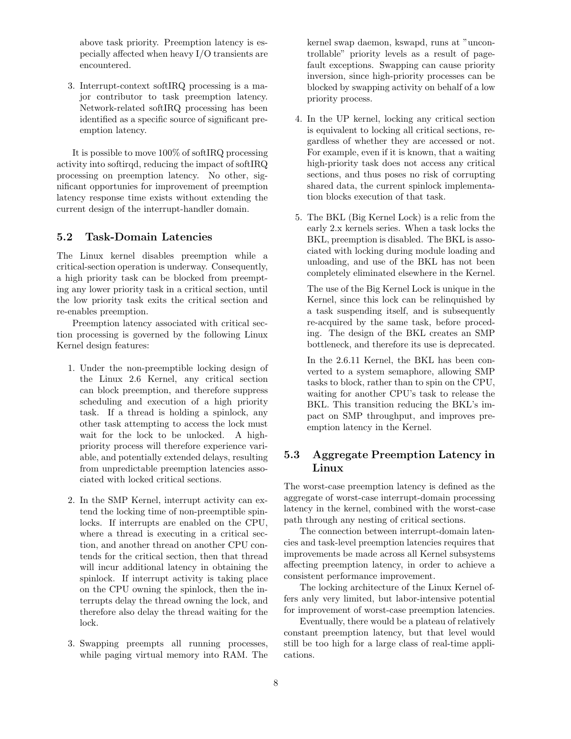above task priority. Preemption latency is especially affected when heavy I/O transients are encountered.

3. Interrupt-context softIRQ processing is a major contributor to task preemption latency. Network-related softIRQ processing has been identified as a specific source of significant preemption latency.

It is possible to move 100% of softIRQ processing activity into softirqd, reducing the impact of softIRQ processing on preemption latency. No other, significant opportunies for improvement of preemption latency response time exists without extending the current design of the interrupt-handler domain.

## 5.2 Task-Domain Latencies

The Linux kernel disables preemption while a critical-section operation is underway. Consequently, a high priority task can be blocked from preempting any lower priority task in a critical section, until the low priority task exits the critical section and re-enables preemption.

Preemption latency associated with critical section processing is governed by the following Linux Kernel design features:

1. Under the non-preemptible locking design of the Linux 2.6 Kernel, any critical section can block preemption, and therefore suppress scheduling and execution of a high priority task. If a thread is holding a spinlock, any other task attempting to access the lock must wait for the lock to be unlocked. A high-priority process will therefore experience variable, and potentially extended delays, resulting from unpredictable preemption latencies associated with locked critical sections.

2. In the SMP Kernel, interrupt activity can extend the locking time of non-preemptible spinlocks. If interrupts are enabled on the CPU, where a thread is executing in a critical section, and another thread on another CPU contends for the critical section, then that thread will incur additional latency in obtaining the spinlock. If interrupt activity is taking place on the CPU owning the spinlock, then the interrupts delay the thread owning the lock, and therefore also delay the thread waiting for the lock.

3. Swapping preempts all running processes, while paging virtual memory into RAM. The kernel swap daemon, kswapd, runs at "uncontrollable" priority levels as a result of page-fault exceptions. Swapping can cause priority inversion, since high-priority processes can be blocked by swapping activity on behalf of a low priority process.

4. In the UP kernel, locking any critical section is equivalent to locking all critical sections, regardless of whether they are accessed or not. For example, even if it is known, that a waiting high-priority task does not access any critical sections, and thus poses no risk of corrupting shared data, the current spinlock implementation blocks execution of that task.

5. The BKL (Big Kernel Lock) is a relic from the early 2.x kernels series. When a task locks the BKL, preemption is disabled. The BKL is associated with locking during module loading and unloading, and use of the BKL has not been completely eliminated elsewhere in the Kernel.

   The use of the Big Kernel Lock is unique in the Kernel, since this lock can be relinquished by a task suspending itself, and is subsequently re-acquired by the same task, before proceding. The design of the BKL creates an SMP bottleneck, and therefore its use is deprecated.

   In the 2.6.11 Kernel, the BKL has been converted to a system semaphore, allowing SMP tasks to block, rather than to spin on the CPU, waiting for another CPU's task to release the BKL. This transition reducing the BKL's impact on SMP throughput, and improves preemption latency in the Kernel.

## 5.3 Aggregate Preemption Latency in Linux

The worst-case preemption latency is defined as the aggregate of worst-case interrupt-domain processing latency in the kernel, combined with the worst-case path through any nesting of critical sections.

The connection between interrupt-domain latencies and task-level preemption latencies requires that improvements be made across all Kernel subsystems affecting preemption latency, in order to achieve a consistent performance improvement.

The locking architecture of the Linux Kernel offers anly very limited, but labor-intensive potential for improvement of worst-case preemption latencies.

Eventually, there would be a plateau of relatively constant preemption latency, but that level would still be too high for a large class of real-time applications.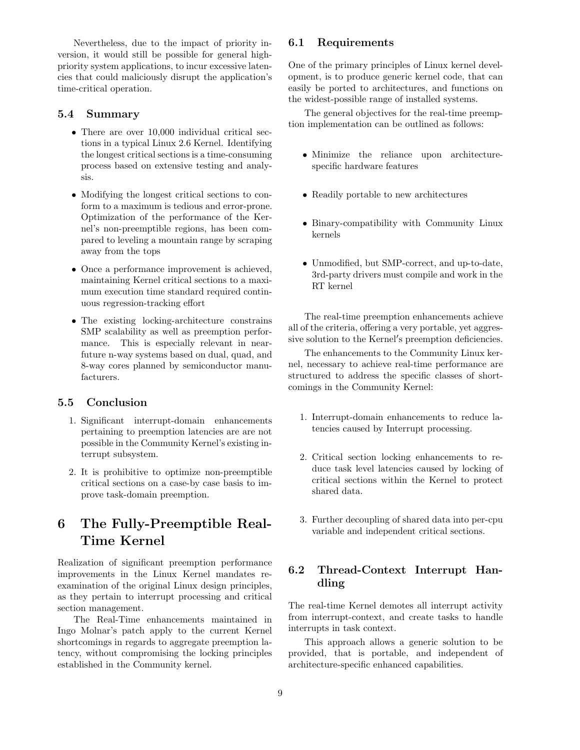Nevertheless, due to the impact of priority inversion, it would still be possible for general high-priority system applications, to incur excessive latencies that could maliciously disrupt the application's time-critical operation.

### 5.4 Summary

- There are over 10,000 individual critical sections in a typical Linux 2.6 Kernel. Identifying the longest critical sections is a time-consuming process based on extensive testing and analysis.
- Modifying the longest critical sections to conform to a maximum is tedious and error-prone. Optimization of the performance of the Kernel's non-preemptible regions, has been compared to leveling a mountain range by scraping away from the tops
- Once a performance improvement is achieved, maintaining Kernel critical sections to a maximum execution time standard required continuous regression-tracking effort
- The existing locking-architecture constrains SMP scalability as well as preemption performance. This is especially relevant in near-future n-way systems based on dual, quad, and 8-way cores planned by semiconductor manufacturers.

### 5.5 Conclusion

1. Significant interrupt-domain enhancements pertaining to preemption latencies are are not possible in the Community Kernel's existing interrupt subsystem.
2. It is prohibitive to optimize non-preemptible critical sections on a case-by case basis to improve task-domain preemption.

## 6 The Fully-Preemptible Real-Time Kernel

Realization of significant preemption performance improvements in the Linux Kernel mandates re-examination of the original Linux design principles, as they pertain to interrupt processing and critical section management.

The Real-Time enhancements maintained in Ingo Molnar's patch apply to the current Kernel shortcomings in regards to aggregate preemption latency, without compromising the locking principles established in the Community kernel.

### 6.1 Requirements

One of the primary principles of Linux kernel development, is to produce generic kernel code, that can easily be ported to architectures, and functions on the widest-possible range of installed systems.

The general objectives for the real-time preemption implementation can be outlined as follows:

- Minimize the reliance upon architecture-specific hardware features
- Readily portable to new architectures
- Binary-compatibility with Community Linux kernels
- Unmodified, but SMP-correct, and up-to-date, 3rd-party drivers must compile and work in the RT kernel

The real-time preemption enhancements achieve all of the criteria, offering a very portable, yet aggressive solution to the Kernel′s preemption deficiencies.

The enhancements to the Community Linux kernel, necessary to achieve real-time performance are structured to address the specific classes of shortcomings in the Community Kernel:

1. Interrupt-domain enhancements to reduce latencies caused by Interrupt processing.
2. Critical section locking enhancements to reduce task level latencies caused by locking of critical sections within the Kernel to protect shared data.
3. Further decoupling of shared data into per-cpu variable and independent critical sections.

### 6.2 Thread-Context Interrupt Handling

The real-time Kernel demotes all interrupt activity from interrupt-context, and create tasks to handle interrupts in task context.

This approach allows a generic solution to be provided, that is portable, and independent of architecture-specific enhanced capabilities.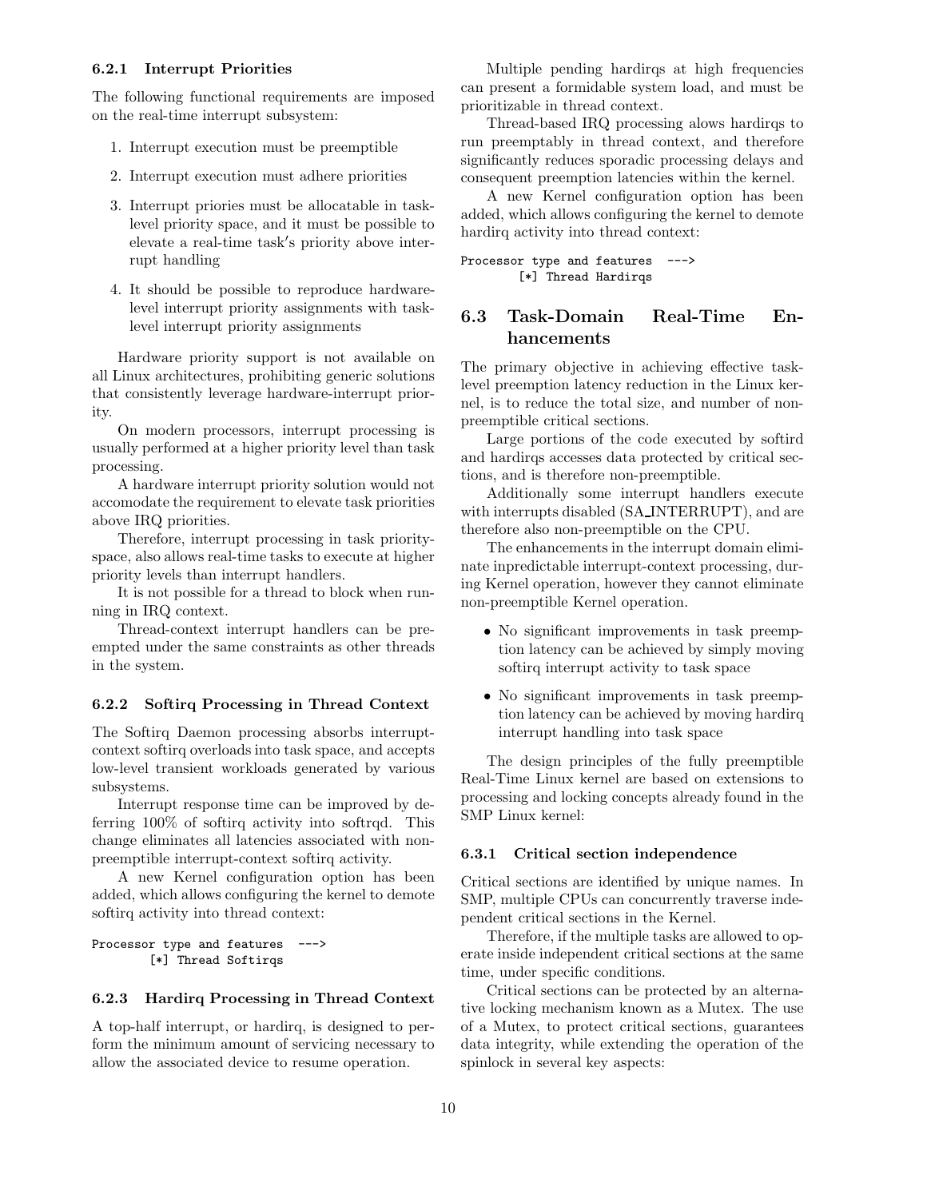### 6.2.1 Interrupt Priorities

The following functional requirements are imposed on the real-time interrupt subsystem:

1. Interrupt execution must be preemptible
2. Interrupt execution must adhere priorities
3. Interrupt priories must be allocatable in task-level priority space, and it must be possible to elevate a real-time task′s priority above interrupt handling
4. It should be possible to reproduce hardware-level interrupt priority assignments with task-level interrupt priority assignments

Hardware priority support is not available on all Linux architectures, prohibiting generic solutions that consistently leverage hardware-interrupt priority.

On modern processors, interrupt processing is usually performed at a higher priority level than task processing.

A hardware interrupt priority solution would not accomodate the requirement to elevate task priorities above IRQ priorities.

Therefore, interrupt processing in task priority-space, also allows real-time tasks to execute at higher priority levels than interrupt handlers.

It is not possible for a thread to block when running in IRQ context.

Thread-context interrupt handlers can be preempted under the same constraints as other threads in the system.

### 6.2.2 Softirq Processing in Thread Context

The Softirq Daemon processing absorbs interrupt-context softirq overloads into task space, and accepts low-level transient workloads generated by various subsystems.

Interrupt response time can be improved by deferring 100% of softirq activity into softrqd. This change eliminates all latencies associated with non-preemptible interrupt-context softirq activity.

A new Kernel configuration option has been added, which allows configuring the kernel to demote softirq activity into thread context:

```
Processor type and features  --->
        [*] Thread Softirqs
```

### 6.2.3 Hardirq Processing in Thread Context

A top-half interrupt, or hardirq, is designed to perform the minimum amount of servicing necessary to allow the associated device to resume operation.

Multiple pending hardirqs at high frequencies can present a formidable system load, and must be prioritizable in thread context.

Thread-based IRQ processing alows hardirqs to run preemptably in thread context, and therefore significantly reduces sporadic processing delays and consequent preemption latencies within the kernel.

A new Kernel configuration option has been added, which allows configuring the kernel to demote hardirq activity into thread context:

```
Processor type and features  --->
        [*] Thread Hardirqs
```

## 6.3 Task-Domain Real-Time Enhancements

The primary objective in achieving effective task-level preemption latency reduction in the Linux kernel, is to reduce the total size, and number of non-preemptible critical sections.

Large portions of the code executed by softird and hardirqs accesses data protected by critical sections, and is therefore non-preemptible.

Additionally some interrupt handlers execute with interrupts disabled (SA_INTERRUPT), and are therefore also non-preemptible on the CPU.

The enhancements in the interrupt domain eliminate inpredictable interrupt-context processing, during Kernel operation, however they cannot eliminate non-preemptible Kernel operation.

- No significant improvements in task preemption latency can be achieved by simply moving softirq interrupt activity to task space
- No significant improvements in task preemption latency can be achieved by moving hardirq interrupt handling into task space

The design principles of the fully preemptible Real-Time Linux kernel are based on extensions to processing and locking concepts already found in the SMP Linux kernel:

### 6.3.1 Critical section independence

Critical sections are identified by unique names. In SMP, multiple CPUs can concurrently traverse independent critical sections in the Kernel.

Therefore, if the multiple tasks are allowed to operate inside independent critical sections at the same time, under specific conditions.

Critical sections can be protected by an alternative locking mechanism known as a Mutex. The use of a Mutex, to protect critical sections, guarantees data integrity, while extending the operation of the spinlock in several key aspects: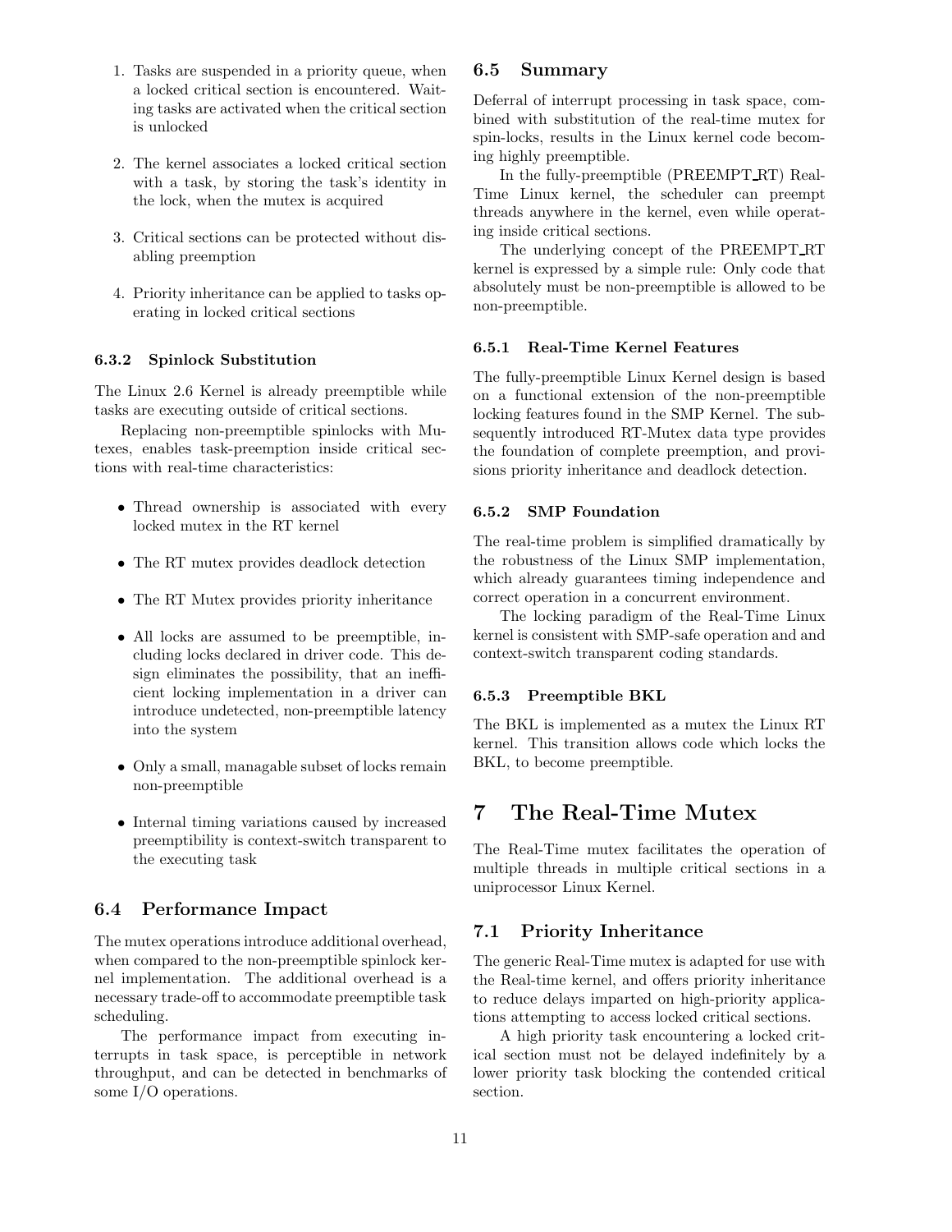1. Tasks are suspended in a priority queue, when a locked critical section is encountered. Waiting tasks are activated when the critical section is unlocked

2. The kernel associates a locked critical section with a task, by storing the task's identity in the lock, when the mutex is acquired

3. Critical sections can be protected without disabling preemption

4. Priority inheritance can be applied to tasks operating in locked critical sections

#### 6.3.2 Spinlock Substitution

The Linux 2.6 Kernel is already preemptible while tasks are executing outside of critical sections.

Replacing non-preemptible spinlocks with Mutexes, enables task-preemption inside critical sections with real-time characteristics:

- Thread ownership is associated with every locked mutex in the RT kernel
- The RT mutex provides deadlock detection
- The RT Mutex provides priority inheritance
- All locks are assumed to be preemptible, including locks declared in driver code. This design eliminates the possibility, that an inefficient locking implementation in a driver can introduce undetected, non-preemptible latency into the system
- Only a small, managable subset of locks remain non-preemptible
- Internal timing variations caused by increased preemptibility is context-switch transparent to the executing task

### 6.4 Performance Impact

The mutex operations introduce additional overhead, when compared to the non-preemptible spinlock kernel implementation. The additional overhead is a necessary trade-off to accommodate preemptible task scheduling.

The performance impact from executing interrupts in task space, is perceptible in network throughput, and can be detected in benchmarks of some I/O operations.

### 6.5 Summary

Deferral of interrupt processing in task space, combined with substitution of the real-time mutex for spin-locks, results in the Linux kernel code becoming highly preemptible.

In the fully-preemptible (PREEMPT_RT) Real-Time Linux kernel, the scheduler can preempt threads anywhere in the kernel, even while operating inside critical sections.

The underlying concept of the PREEMPT_RT kernel is expressed by a simple rule: Only code that absolutely must be non-preemptible is allowed to be non-preemptible.

#### 6.5.1 Real-Time Kernel Features

The fully-preemptible Linux Kernel design is based on a functional extension of the non-preemptible locking features found in the SMP Kernel. The subsequently introduced RT-Mutex data type provides the foundation of complete preemption, and provisions priority inheritance and deadlock detection.

#### 6.5.2 SMP Foundation

The real-time problem is simplified dramatically by the robustness of the Linux SMP implementation, which already guarantees timing independence and correct operation in a concurrent environment.

The locking paradigm of the Real-Time Linux kernel is consistent with SMP-safe operation and and context-switch transparent coding standards.

#### 6.5.3 Preemptible BKL

The BKL is implemented as a mutex the Linux RT kernel. This transition allows code which locks the BKL, to become preemptible.

## 7 The Real-Time Mutex

The Real-Time mutex facilitates the operation of multiple threads in multiple critical sections in a uniprocessor Linux Kernel.

### 7.1 Priority Inheritance

The generic Real-Time mutex is adapted for use with the Real-time kernel, and offers priority inheritance to reduce delays imparted on high-priority applications attempting to access locked critical sections.

A high priority task encountering a locked critical section must not be delayed indefinitely by a lower priority task blocking the contended critical section.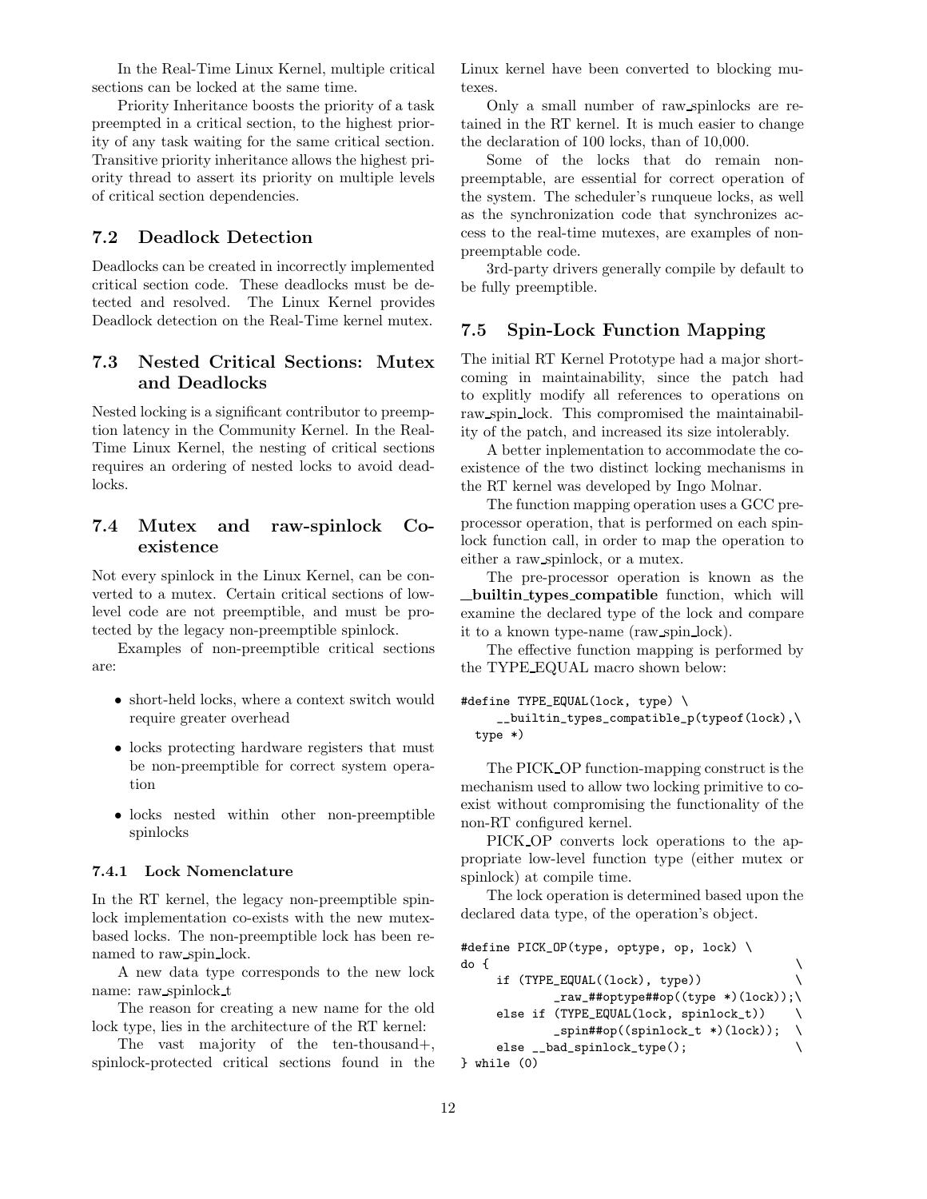In the Real-Time Linux Kernel, multiple critical sections can be locked at the same time.

Priority Inheritance boosts the priority of a task preempted in a critical section, to the highest priority of any task waiting for the same critical section. Transitive priority inheritance allows the highest priority thread to assert its priority on multiple levels of critical section dependencies.

## 7.2 Deadlock Detection

Deadlocks can be created in incorrectly implemented critical section code. These deadlocks must be detected and resolved. The Linux Kernel provides Deadlock detection on the Real-Time kernel mutex.

## 7.3 Nested Critical Sections: Mutex and Deadlocks

Nested locking is a significant contributor to preemption latency in the Community Kernel. In the Real-Time Linux Kernel, the nesting of critical sections requires an ordering of nested locks to avoid deadlocks.

## 7.4 Mutex and raw-spinlock Co-existence

Not every spinlock in the Linux Kernel, can be converted to a mutex. Certain critical sections of low-level code are not preemptible, and must be protected by the legacy non-preemptible spinlock.

Examples of non-preemptible critical sections are:

- short-held locks, where a context switch would require greater overhead
- locks protecting hardware registers that must be non-preemptible for correct system operation
- locks nested within other non-preemptible spinlocks

### 7.4.1 Lock Nomenclature

In the RT kernel, the legacy non-preemptible spinlock implementation co-exists with the new mutex-based locks. The non-preemptible lock has been renamed to raw_spin_lock.

A new data type corresponds to the new lock name: raw_spinlock_t

The reason for creating a new name for the old lock type, lies in the architecture of the RT kernel:

The vast majority of the ten-thousand+, spinlock-protected critical sections found in the Linux kernel have been converted to blocking mutexes.

Only a small number of raw_spinlocks are retained in the RT kernel. It is much easier to change the declaration of 100 locks, than of 10,000.

Some of the locks that do remain non-preemptable, are essential for correct operation of the system. The scheduler's runqueue locks, as well as the synchronization code that synchronizes access to the real-time mutexes, are examples of non-preemptable code.

3rd-party drivers generally compile by default to be fully preemptible.

## 7.5 Spin-Lock Function Mapping

The initial RT Kernel Prototype had a major shortcoming in maintainability, since the patch had to explitly modify all references to operations on raw_spin_lock. This compromised the maintainability of the patch, and increased its size intolerably.

A better inplementation to accommodate the coexistence of the two distinct locking mechanisms in the RT kernel was developed by Ingo Molnar.

The function mapping operation uses a GCC preprocessor operation, that is performed on each spinlock function call, in order to map the operation to either a raw_spinlock, or a mutex.

The pre-processor operation is known as the **__builtin_types_compatible** function, which will examine the declared type of the lock and compare it to a known type-name (raw_spin_lock).

The effective function mapping is performed by the TYPE_EQUAL macro shown below:

```
#define TYPE_EQUAL(lock, type) \
     __builtin_types_compatible_p(typeof(lock),\
  type *)
```

The PICK_OP function-mapping construct is the mechanism used to allow two locking primitive to coexist without compromising the functionality of the non-RT configured kernel.

PICK_OP converts lock operations to the appropriate low-level function type (either mutex or spinlock) at compile time.

The lock operation is determined based upon the declared data type, of the operation's object.

```
#define PICK_OP(type, optype, op, lock) \
do {                                         \
     if (TYPE_EQUAL((lock), type))           \
            _raw_##optype##op((type *)(lock));\
     else if (TYPE_EQUAL(lock, spinlock_t))   \
            _spin##op((spinlock_t *)(lock));  \
     else __bad_spinlock_type();             \
} while (0)
```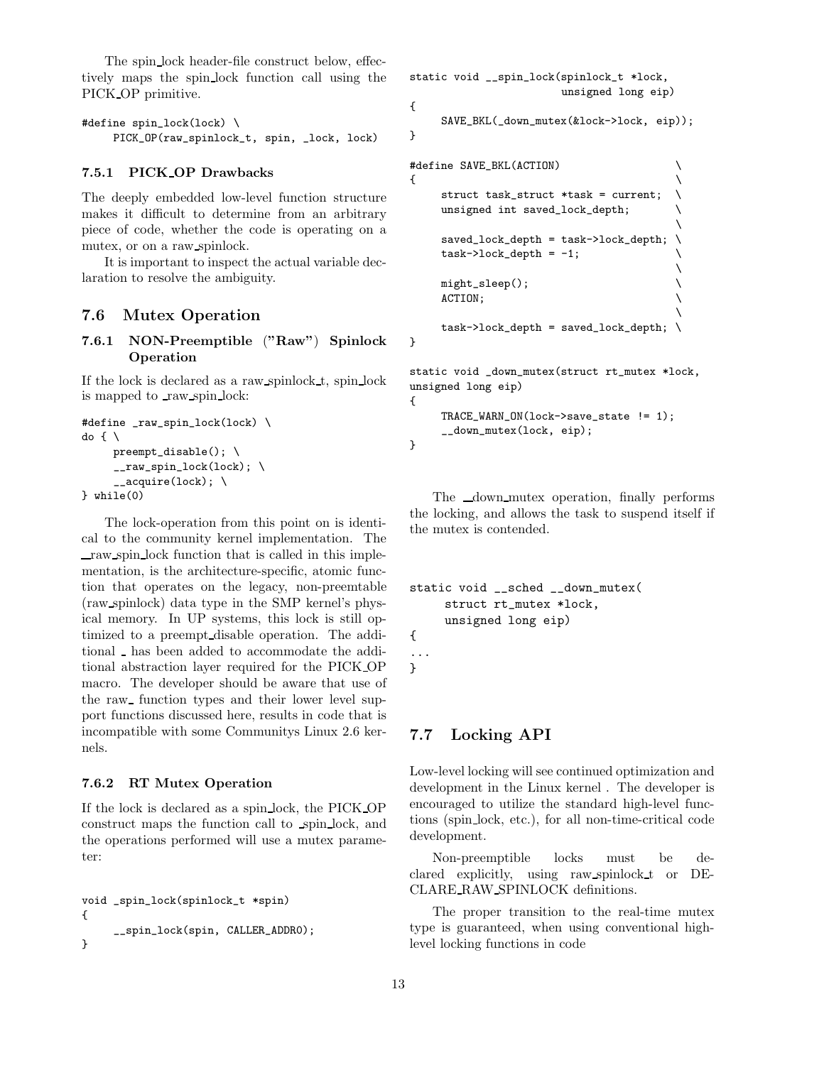The spin_lock header-file construct below, effectively maps the spin_lock function call using the PICK_OP primitive.

```
#define spin_lock(lock) \
     PICK_OP(raw_spinlock_t, spin, _lock, lock)
```

### 7.5.1 PICK_OP Drawbacks

The deeply embedded low-level function structure makes it difficult to determine from an arbitrary piece of code, whether the code is operating on a mutex, or on a raw_spinlock.

It is important to inspect the actual variable declaration to resolve the ambiguity.

## 7.6 Mutex Operation

### 7.6.1 NON-Preemptible ("Raw") Spinlock Operation

If the lock is declared as a raw_spinlock_t, spin_lock is mapped to _raw_spin_lock:

```
#define _raw_spin_lock(lock) \
do { \
     preempt_disable(); \
     __raw_spin_lock(lock); \
     __acquire(lock); \
} while(0)
```

The lock-operation from this point on is identical to the community kernel implementation. The __raw_spin_lock function that is called in this implementation, is the architecture-specific, atomic function that operates on the legacy, non-preemtable (raw_spinlock) data type in the SMP kernel's physical memory. In UP systems, this lock is still optimized to a preempt_disable operation. The additional _ has been added to accommodate the additional abstraction layer required for the PICK_OP macro. The developer should be aware that use of the raw_ function types and their lower level support functions discussed here, results in code that is incompatible with some Communitys Linux 2.6 kernels.

### 7.6.2 RT Mutex Operation

If the lock is declared as a spin_lock, the PICK_OP construct maps the function call to _spin_lock, and the operations performed will use a mutex parameter:

```
void _spin_lock(spinlock_t *spin)
{
     __spin_lock(spin, CALLER_ADDR0);
}
```

```
static void __spin_lock(spinlock_t *lock,
                        unsigned long eip)
{
     SAVE_BKL(_down_mutex(&lock->lock, eip));
}

#define SAVE_BKL(ACTION)                    \
{                                           \
     struct task_struct *task = current;    \
     unsigned int saved_lock_depth;         \
                                            \
     saved_lock_depth = task->lock_depth;   \
     task->lock_depth = -1;                 \
                                            \
     might_sleep();                         \
     ACTION;                                \
                                            \
     task->lock_depth = saved_lock_depth;   \
}

static void _down_mutex(struct rt_mutex *lock,
unsigned long eip)
{
     TRACE_WARN_ON(lock->save_state != 1);
     __down_mutex(lock, eip);
}
```

The __down_mutex operation, finally performs the locking, and allows the task to suspend itself if the mutex is contended.

```
static void __sched __down_mutex(
     struct rt_mutex *lock,
     unsigned long eip)
{
...
}
```

## 7.7 Locking API

Low-level locking will see continued optimization and development in the Linux kernel . The developer is encouraged to utilize the standard high-level functions (spin_lock, etc.), for all non-time-critical code development.

Non-preemptible locks must be declared explicitly, using raw_spinlock_t or DECLARE_RAW_SPINLOCK definitions.

The proper transition to the real-time mutex type is guaranteed, when using conventional high-level locking functions in code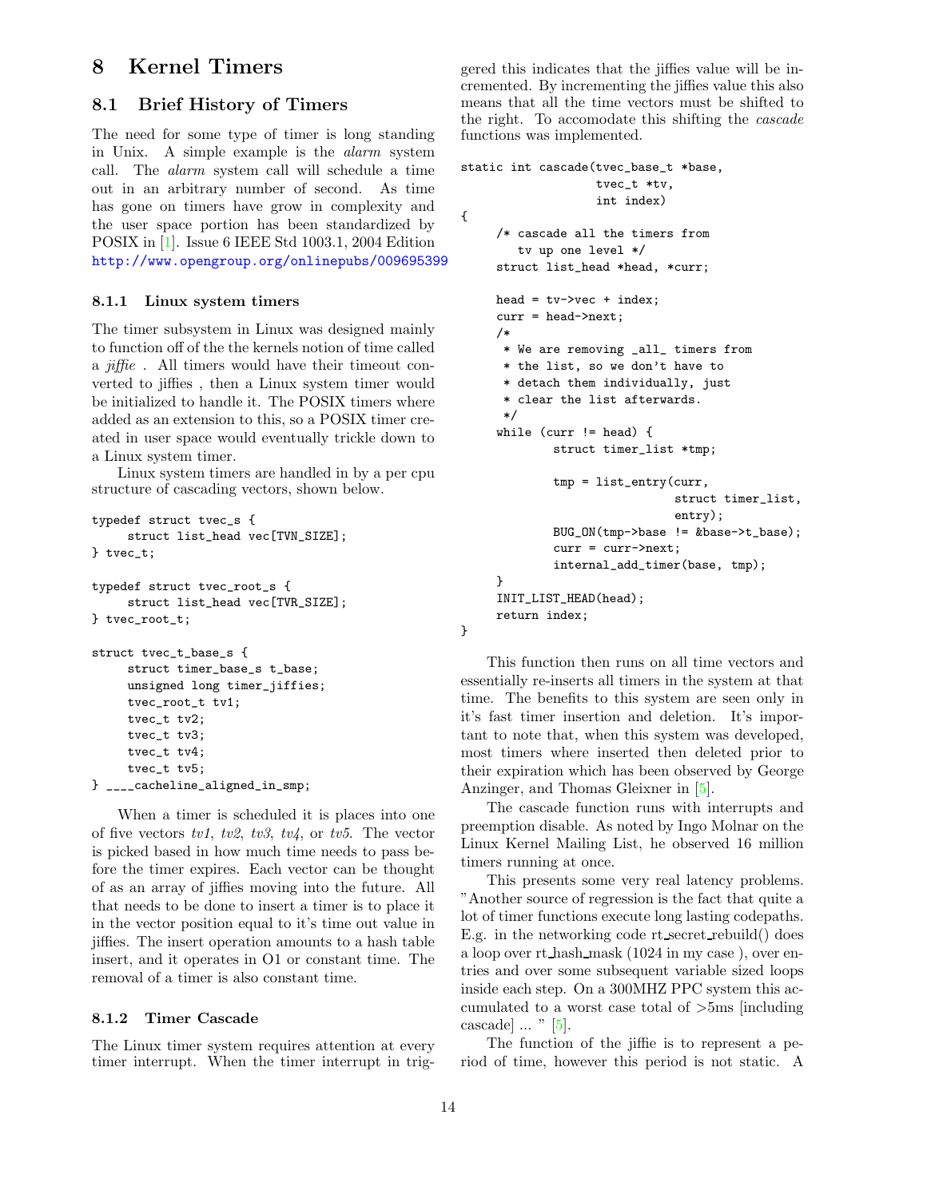# 8 Kernel Timers

## 8.1 Brief History of Timers

The need for some type of timer is long standing in Unix. A simple example is the *alarm* system call. The *alarm* system call will schedule a time out in an arbitrary number of second. As time has gone on timers have grow in complexity and the user space portion has been standardized by POSIX in [1]. Issue 6 IEEE Std 1003.1, 2004 Edition http://www.opengroup.org/onlinepubs/009695399

### 8.1.1 Linux system timers

The timer subsystem in Linux was designed mainly to function off of the the kernels notion of time called a *jiffie* . All timers would have their timeout converted to jiffies , then a Linux system timer would be initialized to handle it. The POSIX timers where added as an extension to this, so a POSIX timer created in user space would eventually trickle down to a Linux system timer.

Linux system timers are handled in by a per cpu structure of cascading vectors, shown below.

```
typedef struct tvec_s {
     struct list_head vec[TVN_SIZE];
} tvec_t;

typedef struct tvec_root_s {
     struct list_head vec[TVR_SIZE];
} tvec_root_t;

struct tvec_t_base_s {
     struct timer_base_s t_base;
     unsigned long timer_jiffies;
     tvec_root_t tv1;
     tvec_t tv2;
     tvec_t tv3;
     tvec_t tv4;
     tvec_t tv5;
} ____cacheline_aligned_in_smp;
```

When a timer is scheduled it is places into one of five vectors *tv1*, *tv2*, *tv3*, *tv4*, or *tv5*. The vector is picked based in how much time needs to pass before the timer expires. Each vector can be thought of as an array of jiffies moving into the future. All that needs to be done to insert a timer is to place it in the vector position equal to it's time out value in jiffies. The insert operation amounts to a hash table insert, and it operates in O1 or constant time. The removal of a timer is also constant time.

### 8.1.2 Timer Cascade

The Linux timer system requires attention at every timer interrupt. When the timer interrupt in triggered this indicates that the jiffies value will be incremented. By incrementing the jiffies value this also means that all the time vectors must be shifted to the right. To accomodate this shifting the *cascade* functions was implemented.

```
static int cascade(tvec_base_t *base,
                   tvec_t *tv,
                   int index)
{
     /* cascade all the timers from
        tv up one level */
     struct list_head *head, *curr;

     head = tv->vec + index;
     curr = head->next;
     /*
      * We are removing _all_ timers from
      * the list, so we don't have to
      * detach them individually, just
      * clear the list afterwards.
      */
     while (curr != head) {
             struct timer_list *tmp;

             tmp = list_entry(curr,
                              struct timer_list,
                              entry);
             BUG_ON(tmp->base != &base->t_base);
             curr = curr->next;
             internal_add_timer(base, tmp);
     }
     INIT_LIST_HEAD(head);
     return index;
}
```

This function then runs on all time vectors and essentially re-inserts all timers in the system at that time. The benefits to this system are seen only in it's fast timer insertion and deletion. It's important to note that, when this system was developed, most timers where inserted then deleted prior to their expiration which has been observed by George Anzinger, and Thomas Gleixner in [5].

The cascade function runs with interrupts and preemption disable. As noted by Ingo Molnar on the Linux Kernel Mailing List, he observed 16 million timers running at once.

This presents some very real latency problems. "Another source of regression is the fact that quite a lot of timer functions execute long lasting codepaths. E.g. in the networking code rt_secret_rebuild() does a loop over rt_hash_mask (1024 in my case ), over entries and over some subsequent variable sized loops inside each step. On a 300MHZ PPC system this accumulated to a worst case total of >5ms [including cascade] ... " [5].

The function of the jiffie is to represent a period of time, however this period is not static. A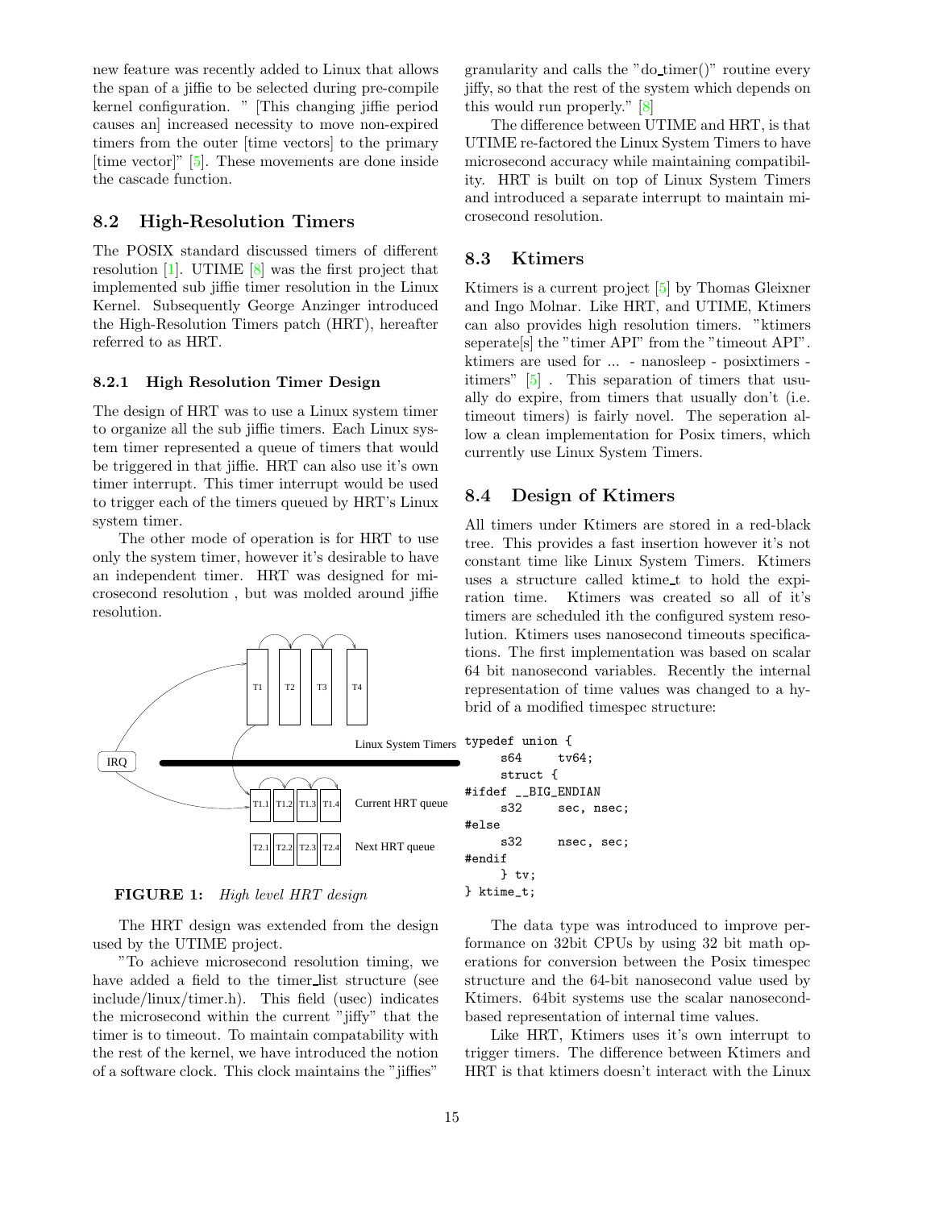new feature was recently added to Linux that allows the span of a jiffie to be selected during pre-compile kernel configuration. " [This changing jiffie period causes an] increased necessity to move non-expired timers from the outer [time vectors] to the primary [time vector]" [5]. These movements are done inside the cascade function.

## 8.2 High-Resolution Timers

The POSIX standard discussed timers of different resolution [1]. UTIME [8] was the first project that implemented sub jiffie timer resolution in the Linux Kernel. Subsequently George Anzinger introduced the High-Resolution Timers patch (HRT), hereafter referred to as HRT.

### 8.2.1 High Resolution Timer Design

The design of HRT was to use a Linux system timer to organize all the sub jiffie timers. Each Linux system timer represented a queue of timers that would be triggered in that jiffie. HRT can also use it's own timer interrupt. This timer interrupt would be used to trigger each of the timers queued by HRT's Linux system timer.

The other mode of operation is for HRT to use only the system timer, however it's desirable to have an independent timer. HRT was designed for microsecond resolution , but was molded around jiffie resolution.

**FIGURE 1:** *High level HRT design*

The HRT design was extended from the design used by the UTIME project.

"To achieve microsecond resolution timing, we have added a field to the timer_list structure (see include/linux/timer.h). This field (usec) indicates the microsecond within the current "jiffy" that the timer is to timeout. To maintain compatability with the rest of the kernel, we have introduced the notion of a software clock. This clock maintains the "jiffies" granularity and calls the "do_timer()" routine every jiffy, so that the rest of the system which depends on this would run properly." [8]

The difference between UTIME and HRT, is that UTIME re-factored the Linux System Timers to have microsecond accuracy while maintaining compatibility. HRT is built on top of Linux System Timers and introduced a separate interrupt to maintain microsecond resolution.

## 8.3 Ktimers

Ktimers is a current project [5] by Thomas Gleixner and Ingo Molnar. Like HRT, and UTIME, Ktimers can also provides high resolution timers. "ktimers seperate[s] the "timer API" from the "timeout API". ktimers are used for ... - nanosleep - posixtimers - itimers" [5] . This separation of timers that usually do expire, from timers that usually don't (i.e. timeout timers) is fairly novel. The seperation allow a clean implementation for Posix timers, which currently use Linux System Timers.

## 8.4 Design of Ktimers

All timers under Ktimers are stored in a red-black tree. This provides a fast insertion however it's not constant time like Linux System Timers. Ktimers uses a structure called ktime_t to hold the expiration time. Ktimers was created so all of it's timers are scheduled ith the configured system resolution. Ktimers uses nanosecond timeouts specifications. The first implementation was based on scalar 64 bit nanosecond variables. Recently the internal representation of time values was changed to a hybrid of a modified timespec structure:

```
typedef union {
     s64     tv64;
     struct {
#ifdef __BIG_ENDIAN
     s32     sec, nsec;
#else
     s32     nsec, sec;
#endif
     } tv;
} ktime_t;
```

The data type was introduced to improve performance on 32bit CPUs by using 32 bit math operations for conversion between the Posix timespec structure and the 64-bit nanosecond value used by Ktimers. 64bit systems use the scalar nanosecond-based representation of internal time values.

Like HRT, Ktimers uses it's own interrupt to trigger timers. The difference between Ktimers and HRT is that ktimers doesn't interact with the Linux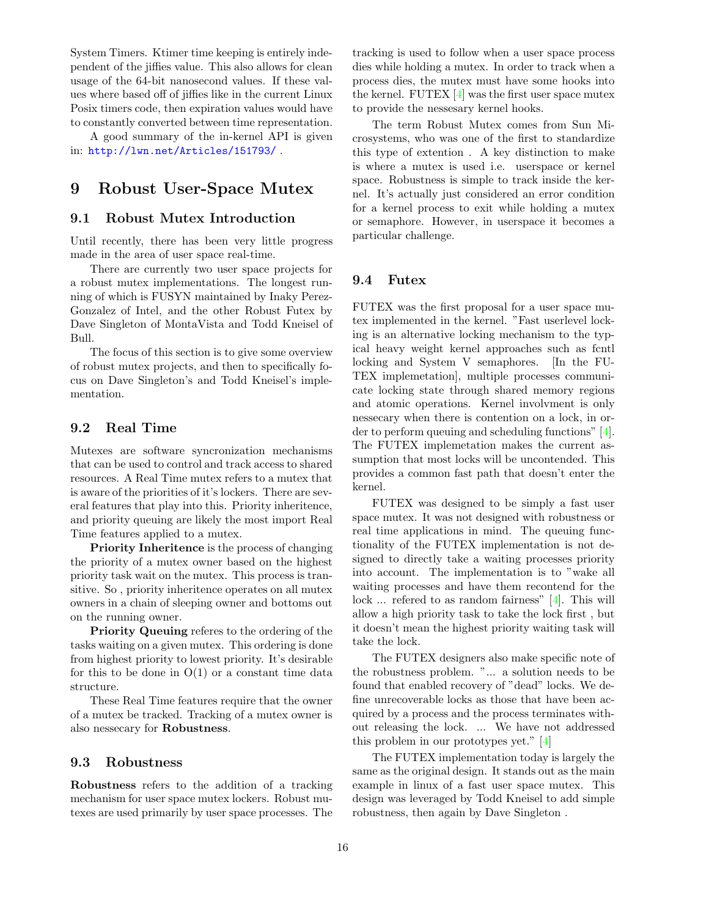System Timers. Ktimer time keeping is entirely independent of the jiffies value. This also allows for clean usage of the 64-bit nanosecond values. If these values where based off of jiffies like in the current Linux Posix timers code, then expiration values would have to constantly converted between time representation.

A good summary of the in-kernel API is given in: http://lwn.net/Articles/151793/ .

# 9 Robust User-Space Mutex

## 9.1 Robust Mutex Introduction

Until recently, there has been very little progress made in the area of user space real-time.

There are currently two user space projects for a robust mutex implementations. The longest running of which is FUSYN maintained by Inaky Perez-Gonzalez of Intel, and the other Robust Futex by Dave Singleton of MontaVista and Todd Kneisel of Bull.

The focus of this section is to give some overview of robust mutex projects, and then to specifically focus on Dave Singleton's and Todd Kneisel's implementation.

## 9.2 Real Time

Mutexes are software syncronization mechanisms that can be used to control and track access to shared resources. A Real Time mutex refers to a mutex that is aware of the priorities of it's lockers. There are several features that play into this. Priority inheritence, and priority queuing are likely the most import Real Time features applied to a mutex.

**Priority Inheritence** is the process of changing the priority of a mutex owner based on the highest priority task wait on the mutex. This process is transitive. So , priority inheritence operates on all mutex owners in a chain of sleeping owner and bottoms out on the running owner.

**Priority Queuing** referes to the ordering of the tasks waiting on a given mutex. This ordering is done from highest priority to lowest priority. It's desirable for this to be done in O(1) or a constant time data structure.

These Real Time features require that the owner of a mutex be tracked. Tracking of a mutex owner is also nessecary for **Robustness**.

## 9.3 Robustness

**Robustness** refers to the addition of a tracking mechanism for user space mutex lockers. Robust mutexes are used primarily by user space processes. The tracking is used to follow when a user space process dies while holding a mutex. In order to track when a process dies, the mutex must have some hooks into the kernel. FUTEX [4] was the first user space mutex to provide the nessesary kernel hooks.

The term Robust Mutex comes from Sun Microsystems, who was one of the first to standardize this type of extention . A key distinction to make is where a mutex is used i.e. userspace or kernel space. Robustness is simple to track inside the kernel. It's actually just considered an error condition for a kernel process to exit while holding a mutex or semaphore. However, in userspace it becomes a particular challenge.

## 9.4 Futex

FUTEX was the first proposal for a user space mutex implemented in the kernel. "Fast userlevel locking is an alternative locking mechanism to the typical heavy weight kernel approaches such as fcntl locking and System V semaphores. [In the FUTEX implemetation], multiple processes communicate locking state through shared memory regions and atomic operations. Kernel involvment is only nessecary when there is contention on a lock, in order to perform queuing and scheduling functions" [4]. The FUTEX implemetation makes the current assumption that most locks will be uncontended. This provides a common fast path that doesn't enter the kernel.

FUTEX was designed to be simply a fast user space mutex. It was not designed with robustness or real time applications in mind. The queuing functionality of the FUTEX implementation is not designed to directly take a waiting processes priority into account. The implementation is to "wake all waiting processes and have them recontend for the lock ... refered to as random fairness" [4]. This will allow a high priority task to take the lock first , but it doesn't mean the highest priority waiting task will take the lock.

The FUTEX designers also make specific note of the robustness problem. "... a solution needs to be found that enabled recovery of "dead" locks. We define unrecoverable locks as those that have been acquired by a process and the process terminates without releasing the lock. ... We have not addressed this problem in our prototypes yet." [4]

The FUTEX implementation today is largely the same as the original design. It stands out as the main example in linux of a fast user space mutex. This design was leveraged by Todd Kneisel to add simple robustness, then again by Dave Singleton .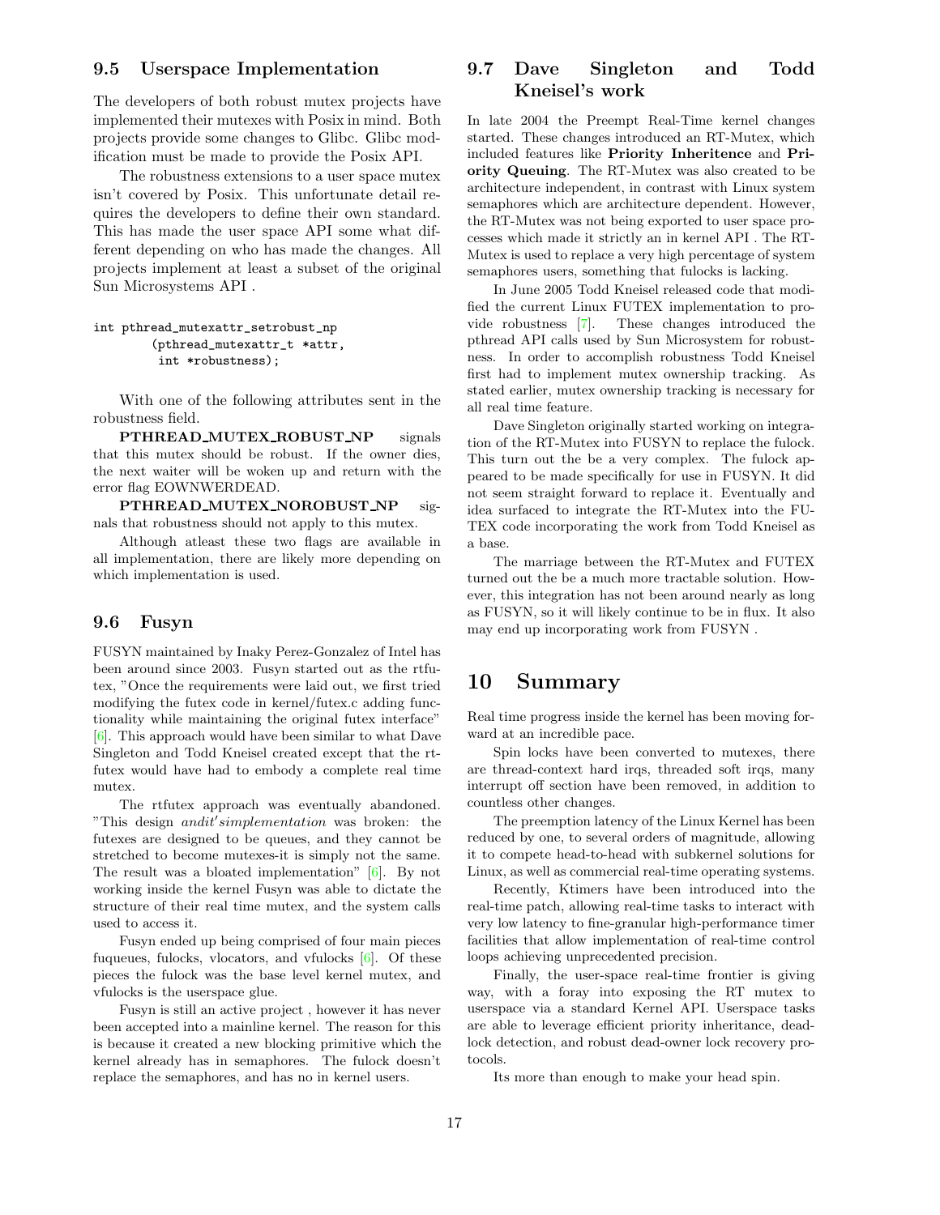### 9.5 Userspace Implementation

The developers of both robust mutex projects have implemented their mutexes with Posix in mind. Both projects provide some changes to Glibc. Glibc modification must be made to provide the Posix API.

The robustness extensions to a user space mutex isn't covered by Posix. This unfortunate detail requires the developers to define their own standard. This has made the user space API some what different depending on who has made the changes. All projects implement at least a subset of the original Sun Microsystems API .

```
int pthread_mutexattr_setrobust_np
        (pthread_mutexattr_t *attr,
         int *robustness);
```

With one of the following attributes sent in the robustness field.

**PTHREAD_MUTEX_ROBUST_NP** signals that this mutex should be robust. If the owner dies, the next waiter will be woken up and return with the error flag EOWNWERDEAD.

**PTHREAD_MUTEX_NOROBUST_NP** signals that robustness should not apply to this mutex.

Although atleast these two flags are available in all implementation, there are likely more depending on which implementation is used.

### 9.6 Fusyn

FUSYN maintained by Inaky Perez-Gonzalez of Intel has been around since 2003. Fusyn started out as the rtfutex, "Once the requirements were laid out, we first tried modifying the futex code in kernel/futex.c adding functionality while maintaining the original futex interface" [6]. This approach would have been similar to what Dave Singleton and Todd Kneisel created except that the rtfutex would have had to embody a complete real time mutex.

The rtfutex approach was eventually abandoned. "This design *andit'simplementation* was broken: the futexes are designed to be queues, and they cannot be stretched to become mutexes-it is simply not the same. The result was a bloated implementation" [6]. By not working inside the kernel Fusyn was able to dictate the structure of their real time mutex, and the system calls used to access it.

Fusyn ended up being comprised of four main pieces fuqueues, fulocks, vlocators, and vfulocks [6]. Of these pieces the fulock was the base level kernel mutex, and vfulocks is the userspace glue.

Fusyn is still an active project , however it has never been accepted into a mainline kernel. The reason for this is because it created a new blocking primitive which the kernel already has in semaphores. The fulock doesn't replace the semaphores, and has no in kernel users.

### 9.7 Dave Singleton and Todd Kneisel's work

In late 2004 the Preempt Real-Time kernel changes started. These changes introduced an RT-Mutex, which included features like **Priority Inheritence** and **Priority Queuing**. The RT-Mutex was also created to be architecture independent, in contrast with Linux system semaphores which are architecture dependent. However, the RT-Mutex was not being exported to user space processes which made it strictly an in kernel API . The RT-Mutex is used to replace a very high percentage of system semaphores users, something that fulocks is lacking.

In June 2005 Todd Kneisel released code that modified the current Linux FUTEX implementation to provide robustness [7]. These changes introduced the pthread API calls used by Sun Microsystem for robustness. In order to accomplish robustness Todd Kneisel first had to implement mutex ownership tracking. As stated earlier, mutex ownership tracking is necessary for all real time feature.

Dave Singleton originally started working on integration of the RT-Mutex into FUSYN to replace the fulock. This turn out the be a very complex. The fulock appeared to be made specifically for use in FUSYN. It did not seem straight forward to replace it. Eventually and idea surfaced to integrate the RT-Mutex into the FUTEX code incorporating the work from Todd Kneisel as a base.

The marriage between the RT-Mutex and FUTEX turned out the be a much more tractable solution. However, this integration has not been around nearly as long as FUSYN, so it will likely continue to be in flux. It also may end up incorporating work from FUSYN .

## 10 Summary

Real time progress inside the kernel has been moving forward at an incredible pace.

Spin locks have been converted to mutexes, there are thread-context hard irqs, threaded soft irqs, many interrupt off section have been removed, in addition to countless other changes.

The preemption latency of the Linux Kernel has been reduced by one, to several orders of magnitude, allowing it to compete head-to-head with subkernel solutions for Linux, as well as commercial real-time operating systems.

Recently, Ktimers have been introduced into the real-time patch, allowing real-time tasks to interact with very low latency to fine-granular high-performance timer facilities that allow implementation of real-time control loops achieving unprecedented precision.

Finally, the user-space real-time frontier is giving way, with a foray into exposing the RT mutex to userspace via a standard Kernel API. Userspace tasks are able to leverage efficient priority inheritance, deadlock detection, and robust dead-owner lock recovery protocols.

Its more than enough to make your head spin.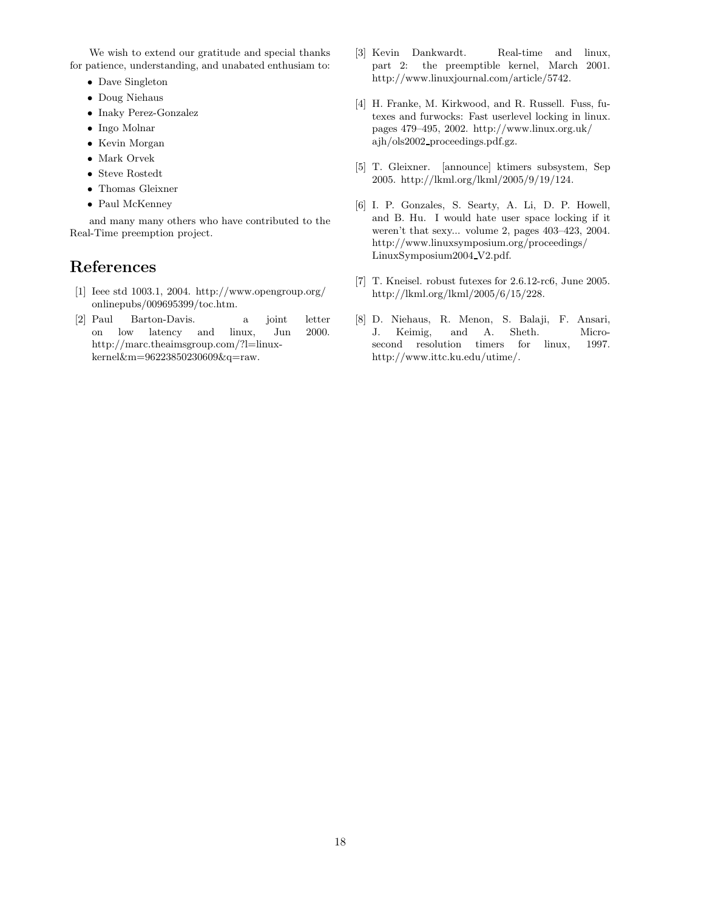We wish to extend our gratitude and special thanks for patience, understanding, and unabated enthusiam to:

- Dave Singleton
- Doug Niehaus
- Inaky Perez-Gonzalez
- Ingo Molnar
- Kevin Morgan
- Mark Orvek
- Steve Rostedt
- Thomas Gleixner
- Paul McKenney

and many many others who have contributed to the Real-Time preemption project.

## References

[1] Ieee std 1003.1, 2004. http://www.opengroup.org/onlinepubs/009695399/toc.htm.

[2] Paul Barton-Davis. a joint letter on low latency and linux, Jun 2000. http://marc.theaimsgroup.com/?l=linux-kernel&m=96223850230609&q=raw.

[3] Kevin Dankwardt. Real-time and linux, part 2: the preemptible kernel, March 2001. http://www.linuxjournal.com/article/5742.

[4] H. Franke, M. Kirkwood, and R. Russell. Fuss, futexes and furwocks: Fast userlevel locking in linux. pages 479–495, 2002. http://www.linux.org.uk/ajh/ols2002_proceedings.pdf.gz.

[5] T. Gleixner. [announce] ktimers subsystem, Sep 2005. http://lkml.org/lkml/2005/9/19/124.

[6] I. P. Gonzales, S. Searty, A. Li, D. P. Howell, and B. Hu. I would hate user space locking if it weren't that sexy... volume 2, pages 403–423, 2004. http://www.linuxsymposium.org/proceedings/LinuxSymposium2004_V2.pdf.

[7] T. Kneisel. robust futexes for 2.6.12-rc6, June 2005. http://lkml.org/lkml/2005/6/15/228.

[8] D. Niehaus, R. Menon, S. Balaji, F. Ansari, J. Keimig, and A. Sheth. Microsecond resolution timers for linux, 1997. http://www.ittc.ku.edu/utime/.